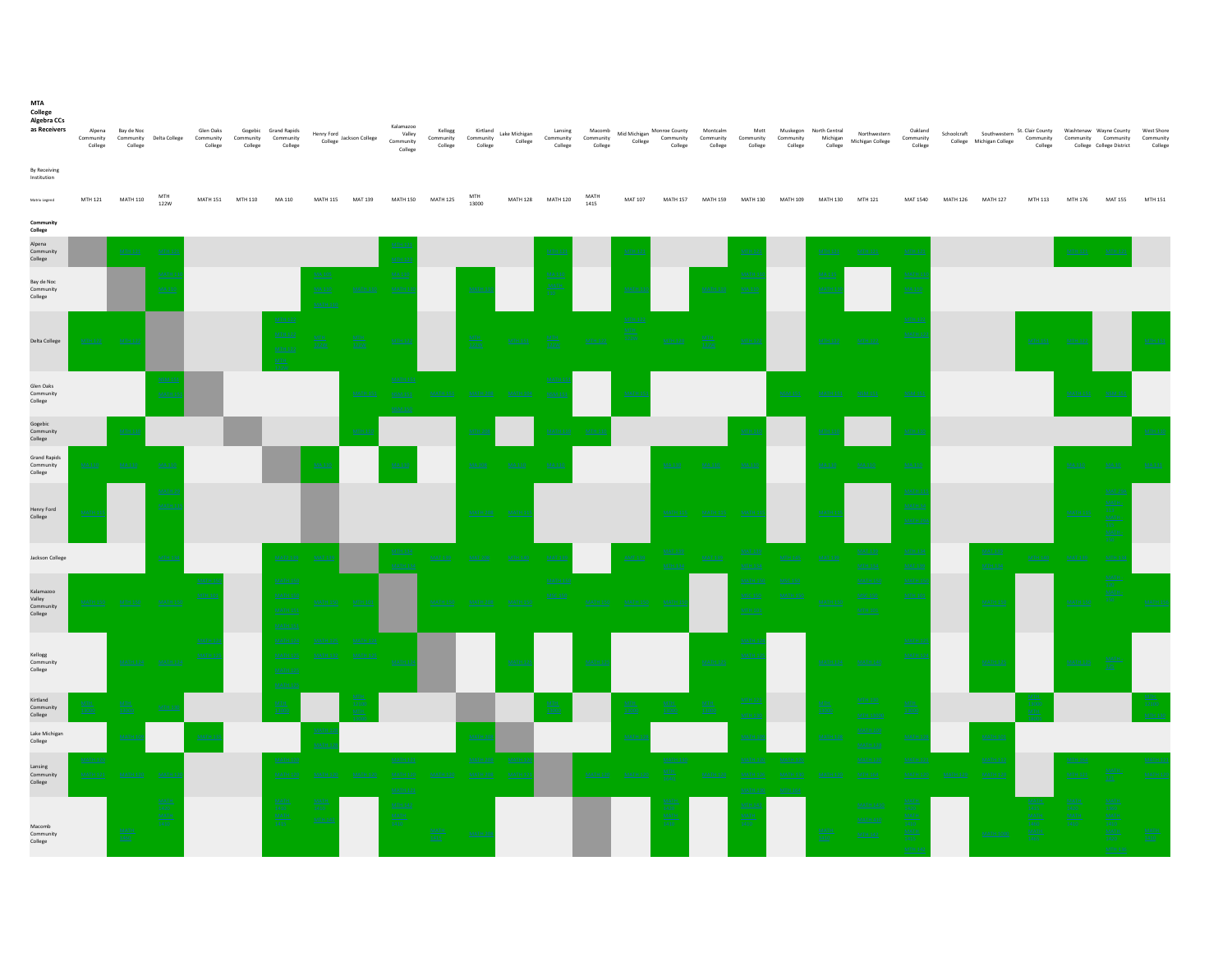**MTA College Algebra CCs as Receivers**

| By Receiving Institution | Alpena Community College | Bay de Noc Community College | Delta College | Glen Oaks Community College | Gogebic Community College | Grand Rapids Community College | Henry Ford College | Jackson College | Kalamazoo Valley Community College | Kellogg Community College | Kirtland Community College | Lake Michigan College | Lansing Community College | Macomb Community College | Mid Michigan College | Monroe County Community College | Montcalm Community College | Mott Community College | Muskegon Community College | North Central Michigan College | Northwestern Michigan College | Oakland Community College | Schoolcraft College | Southwestern Michigan College | St. Clair County Community College | Washtenaw Community College | Wayne County Community College District | West Shore Community College |
|---|---|---|---|---|---|---|---|---|---|---|---|---|---|---|---|---|---|---|---|---|---|---|---|---|---|---|---|---|
| Matrix Legend | MTH 121 | MATH 110 | MTH 122W | MATH 151 | MTH 110 | MA 110 | MATH 115 | MAT 139 | MATH 150 | MATH 125 | MTH 13000 | MATH 128 | MATH 120 | MATH 1415 | MAT 107 | MATH 157 | MATH 159 | MATH 130 | MATH 109 | MATH 130 | MTH 121 | MAT 1540 | MATH 126 | MATH 127 | MTH 113 | MTH 176 | MAT 155 | MTH 151 |
| **Community College** | | | | | | | | | | | | | | | | | | | | | | | | | | | | |
| Alpena Community College | | | | | | | | | | | | | | | | | | | | | | | | | | | | |
| Bay de Noc Community College | | | | | | | | | | | | | | | | | | | | | | | | | | | | |
| Delta College | | | | | | | | | | | | | | | | | | | | | | | | | | | | |
| Glen Oaks Community College | | | | | | | | | | | | | | | | | | | | | | | | | | | | |
| Gogebic Community College | | | | | | | | | | | | | | | | | | | | | | | | | | | | |
| Grand Rapids Community College | | | | | | | | | | | | | | | | | | | | | | | | | | | | |
| Henry Ford College | | | | | | | | | | | | | | | | | | | | | | | | | | | | |
| Jackson College | | | | | | | | | | | | | | | | | | | | | | | | | | | | |
| Kalamazoo Valley Community College | | | | | | | | | | | | | | | | | | | | | | | | | | | | |
| Kellogg Community College | | | | | | | | | | | | | | | | | | | | | | | | | | | | |
| Kirtland Community College | | | | | | | | | | | | | | | | | | | | | | | | | | | | |
| Lake Michigan College | | | | | | | | | | | | | | | | | | | | | | | | | | | | |
| Lansing Community College | | | | | | | | | | | | | | | | | | | | | | | | | | | | |
| Macomb Community College | | | | | | | | | | | | | | | | | | | | | | | | | | | | |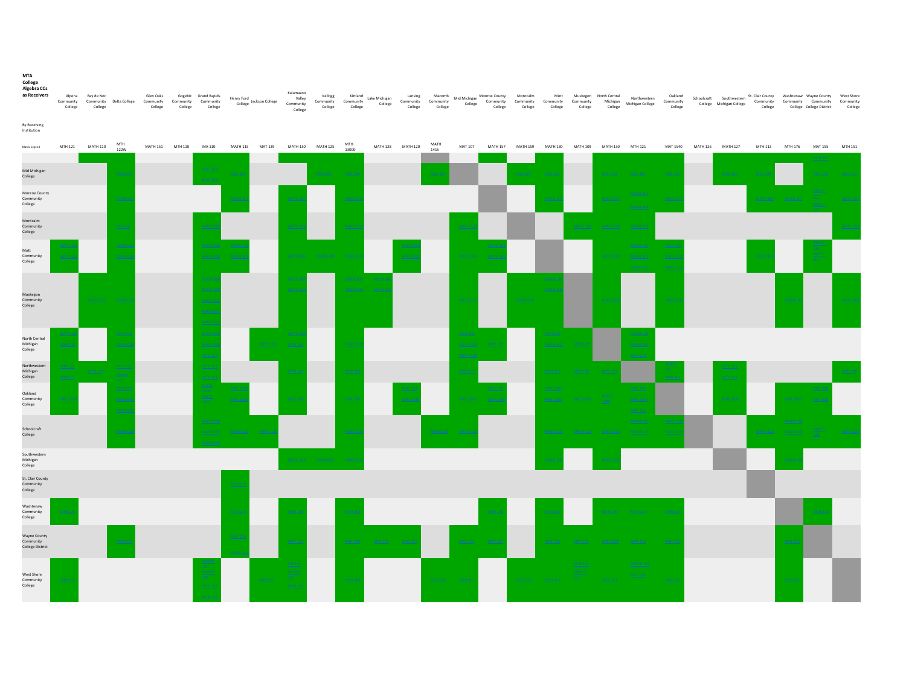**MTA College Algebra CCs as Receivers**

By Receiving Institution

| Matrix Legend | Alpena Community College | Bay de Noc Community College | Delta College | Glen Oaks Community College | Gogebic Community College | Grand Rapids Community College | Henry Ford College | Jackson College | Kalamazoo Valley Community College | Kellogg Community College | Kirtland Community College | Lake Michigan College | Lansing Community College | Macomb Community College | Mid Michigan College | Monroe County Community College | Montcalm Community College | Mott Community College | Muskegon Community College | North Central Michigan College | Northwestern Michigan College | Oakland Community College | Schoolcraft College | Southwestern Michigan College | St. Clair County Community College | Washtenaw Community College | Wayne County Community College District | West Shore Community College |
|---|---|---|---|---|---|---|---|---|---|---|---|---|---|---|---|---|---|---|---|---|---|---|---|---|---|---|---|---|
| | MTH 121 | MATH 110 | MTH 122W | MATH 151 | MTH 110 | MA 110 | MATH 115 | MAT 139 | MATH 150 | MATH 125 | MTH 13000 | MATH 128 | MATH 120 | MATH 1415 | MAT 107 | MATH 157 | MATH 159 | MATH 130 | MATH 109 | MATH 130 | MTH 121 | MAT 1540 | MATH 126 | MATH 127 | MTH 113 | MTH 176 | MAT 155 | MTH 151 |
| Mid Michigan College | | | | | | | | | | | | | | | | | | | | | | | | | | | | |
| Monroe County Community College | | | | | | | | | | | | | | | | | | | | | | | | | | | | |
| Montcalm Community College | | | | | | | | | | | | | | | | | | | | | | | | | | | | |
| Mott Community College | | | | | | | | | | | | | | | | | | | | | | | | | | | | |
| Muskegon Community College | | | | | | | | | | | | | | | | | | | | | | | | | | | | |
| North Central Michigan College | | | | | | | | | | | | | | | | | | | | | | | | | | | | |
| Northwestern Michigan College | | | | | | | | | | | | | | | | | | | | | | | | | | | | |
| Oakland Community College | | | | | | | | | | | | | | | | | | | | | | | | | | | | |
| Schoolcraft College | | | | | | | | | | | | | | | | | | | | | | | | | | | | |
| Southwestern Michigan College | | | | | | | | | | | | | | | | | | | | | | | | | | | | |
| St. Clair County Community College | | | | | | | | | | | | | | | | | | | | | | | | | | | | |
| Washtenaw Community College | | | | | | | | | | | | | | | | | | | | | | | | | | | | |
| Wayne County Community College District | | | | | | | | | | | | | | | | | | | | | | | | | | | | |
| West Shore Community College | | | | | | | | | | | | | | | | | | | | | | | | | | | | |